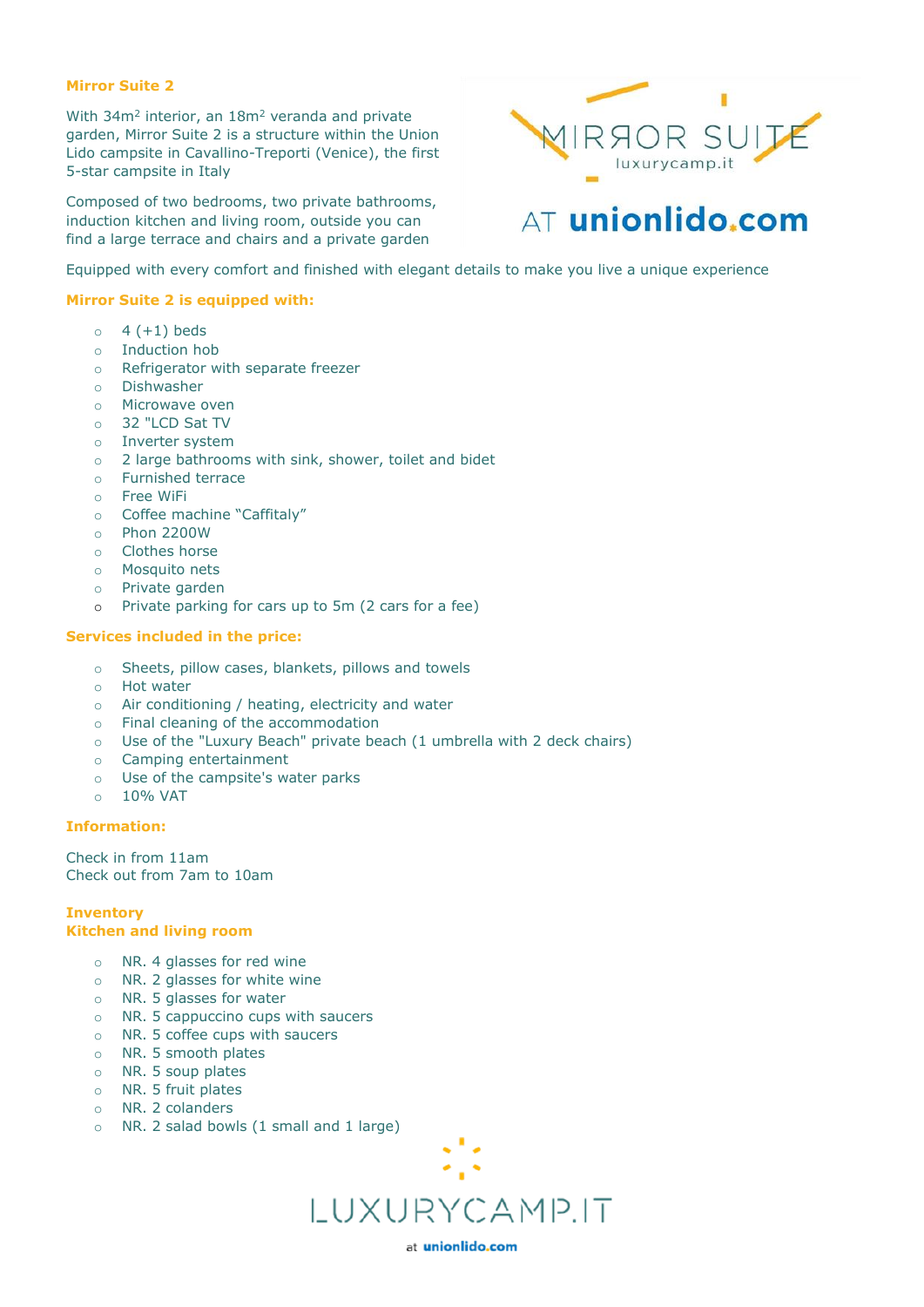## Mirror Suite 2

With 34m² interior, an 18m² veranda and private garden, Mirror Suite 2 is a structure within the Union Lido campsite in Cavallino-Treporti (Venice), the first 5-star campsite in Italy

Composed of two bedrooms, two private bathrooms, induction kitchen and living room, outside you can find a large terrace and chairs and a private garden

MIRROR SUITE
luxurycamp.it

AT unionlido.com

Equipped with every comfort and finished with elegant details to make you live a unique experience

### Mirror Suite 2 is equipped with:

- 4 (+1) beds
- Induction hob
- Refrigerator with separate freezer
- Dishwasher
- Microwave oven
- 32 "LCD Sat TV
- Inverter system
- 2 large bathrooms with sink, shower, toilet and bidet
- Furnished terrace
- Free WiFi
- Coffee machine "Caffitaly"
- Phon 2200W
- Clothes horse
- Mosquito nets
- Private garden
- Private parking for cars up to 5m (2 cars for a fee)

### Services included in the price:

- Sheets, pillow cases, blankets, pillows and towels
- Hot water
- Air conditioning / heating, electricity and water
- Final cleaning of the accommodation
- Use of the "Luxury Beach" private beach (1 umbrella with 2 deck chairs)
- Camping entertainment
- Use of the campsite's water parks
- 10% VAT

### Information:

Check in from 11am
Check out from 7am to 10am

### Inventory
### Kitchen and living room

- NR. 4 glasses for red wine
- NR. 2 glasses for white wine
- NR. 5 glasses for water
- NR. 5 cappuccino cups with saucers
- NR. 5 coffee cups with saucers
- NR. 5 smooth plates
- NR. 5 soup plates
- NR. 5 fruit plates
- NR. 2 colanders
- NR. 2 salad bowls (1 small and 1 large)

LUXURYCAMP.IT
at unionlido.com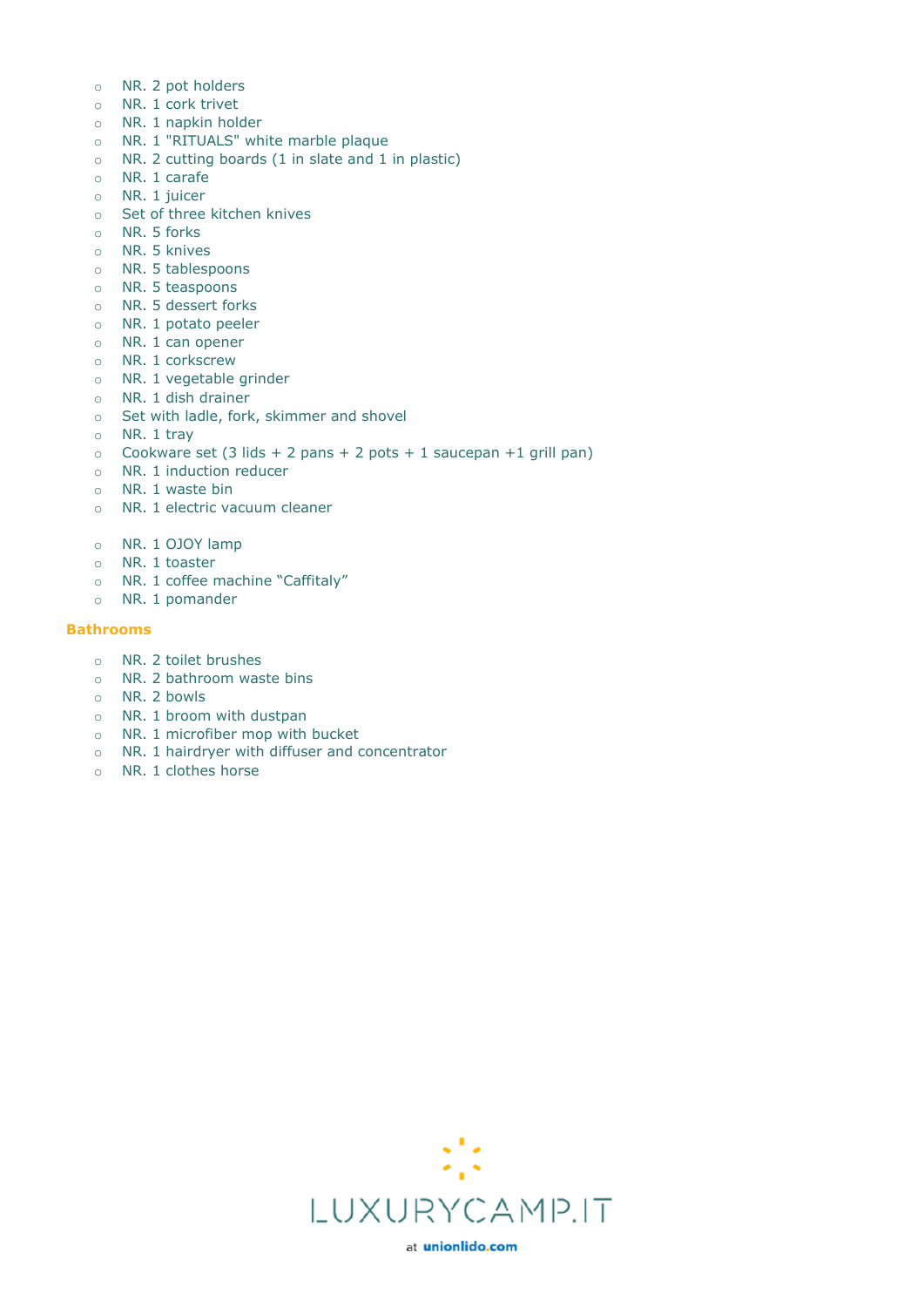- NR. 2 pot holders
- NR. 1 cork trivet
- NR. 1 napkin holder
- NR. 1 "RITUALS" white marble plaque
- NR. 2 cutting boards (1 in slate and 1 in plastic)
- NR. 1 carafe
- NR. 1 juicer
- Set of three kitchen knives
- NR. 5 forks
- NR. 5 knives
- NR. 5 tablespoons
- NR. 5 teaspoons
- NR. 5 dessert forks
- NR. 1 potato peeler
- NR. 1 can opener
- NR. 1 corkscrew
- NR. 1 vegetable grinder
- NR. 1 dish drainer
- Set with ladle, fork, skimmer and shovel
- NR. 1 tray
- Cookware set (3 lids + 2 pans + 2 pots + 1 saucepan +1 grill pan)
- NR. 1 induction reducer
- NR. 1 waste bin
- NR. 1 electric vacuum cleaner

- NR. 1 OJOY lamp
- NR. 1 toaster
- NR. 1 coffee machine "Caffitaly"
- NR. 1 pomander

**Bathrooms**

- NR. 2 toilet brushes
- NR. 2 bathroom waste bins
- NR. 2 bowls
- NR. 1 broom with dustpan
- NR. 1 microfiber mop with bucket
- NR. 1 hairdryer with diffuser and concentrator
- NR. 1 clothes horse

LUXURYCAMP.IT

at unionlido.com